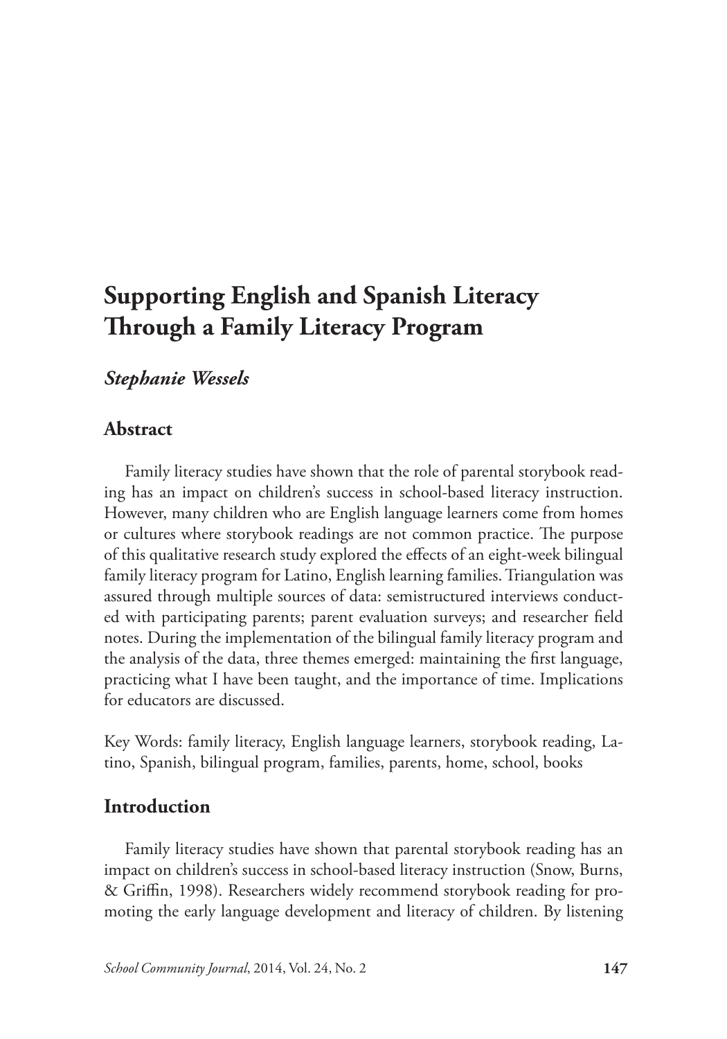# Supporting English and Spanish Literacy Through a Family Literacy Program

*Stephanie Wessels*

## Abstract

Family literacy studies have shown that the role of parental storybook reading has an impact on children's success in school-based literacy instruction. However, many children who are English language learners come from homes or cultures where storybook readings are not common practice. The purpose of this qualitative research study explored the effects of an eight-week bilingual family literacy program for Latino, English learning families. Triangulation was assured through multiple sources of data: semistructured interviews conducted with participating parents; parent evaluation surveys; and researcher field notes. During the implementation of the bilingual family literacy program and the analysis of the data, three themes emerged: maintaining the first language, practicing what I have been taught, and the importance of time. Implications for educators are discussed.

Key Words: family literacy, English language learners, storybook reading, Latino, Spanish, bilingual program, families, parents, home, school, books

## Introduction

Family literacy studies have shown that parental storybook reading has an impact on children's success in school-based literacy instruction (Snow, Burns, & Griffin, 1998). Researchers widely recommend storybook reading for promoting the early language development and literacy of children. By listening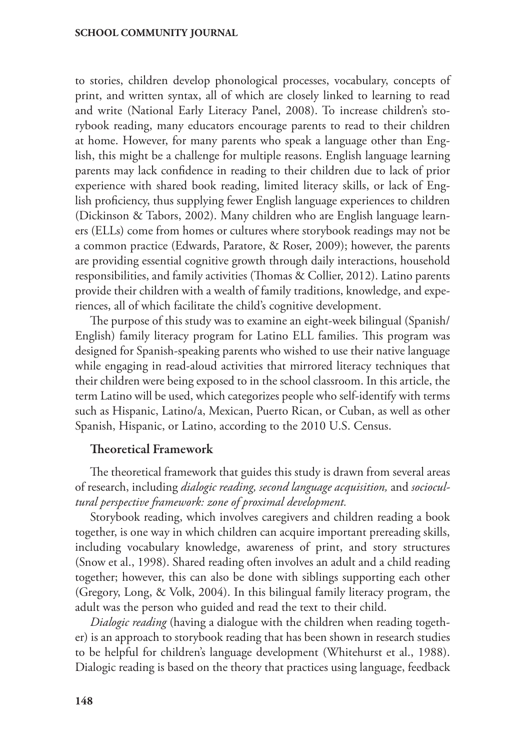to stories, children develop phonological processes, vocabulary, concepts of print, and written syntax, all of which are closely linked to learning to read and write (National Early Literacy Panel, 2008). To increase children's storybook reading, many educators encourage parents to read to their children at home. However, for many parents who speak a language other than English, this might be a challenge for multiple reasons. English language learning parents may lack confidence in reading to their children due to lack of prior experience with shared book reading, limited literacy skills, or lack of English proficiency, thus supplying fewer English language experiences to children (Dickinson & Tabors, 2002). Many children who are English language learners (ELLs) come from homes or cultures where storybook readings may not be a common practice (Edwards, Paratore, & Roser, 2009); however, the parents are providing essential cognitive growth through daily interactions, household responsibilities, and family activities (Thomas & Collier, 2012). Latino parents provide their children with a wealth of family traditions, knowledge, and experiences, all of which facilitate the child's cognitive development.

The purpose of this study was to examine an eight-week bilingual (Spanish/English) family literacy program for Latino ELL families. This program was designed for Spanish-speaking parents who wished to use their native language while engaging in read-aloud activities that mirrored literacy techniques that their children were being exposed to in the school classroom. In this article, the term Latino will be used, which categorizes people who self-identify with terms such as Hispanic, Latino/a, Mexican, Puerto Rican, or Cuban, as well as other Spanish, Hispanic, or Latino, according to the 2010 U.S. Census.

## Theoretical Framework

The theoretical framework that guides this study is drawn from several areas of research, including *dialogic reading, second language acquisition,* and *sociocultural perspective framework: zone of proximal development.*

Storybook reading, which involves caregivers and children reading a book together, is one way in which children can acquire important prereading skills, including vocabulary knowledge, awareness of print, and story structures (Snow et al., 1998). Shared reading often involves an adult and a child reading together; however, this can also be done with siblings supporting each other (Gregory, Long, & Volk, 2004). In this bilingual family literacy program, the adult was the person who guided and read the text to their child.

*Dialogic reading* (having a dialogue with the children when reading together) is an approach to storybook reading that has been shown in research studies to be helpful for children's language development (Whitehurst et al., 1988). Dialogic reading is based on the theory that practices using language, feedback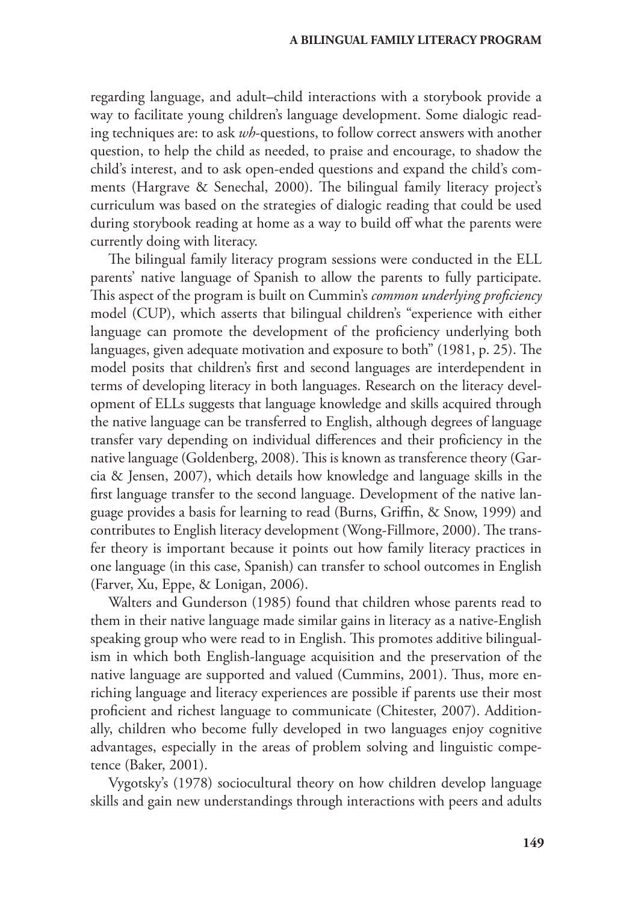regarding language, and adult–child interactions with a storybook provide a way to facilitate young children's language development. Some dialogic reading techniques are: to ask *wh*-questions, to follow correct answers with another question, to help the child as needed, to praise and encourage, to shadow the child's interest, and to ask open-ended questions and expand the child's comments (Hargrave & Senechal, 2000). The bilingual family literacy project's curriculum was based on the strategies of dialogic reading that could be used during storybook reading at home as a way to build off what the parents were currently doing with literacy.

The bilingual family literacy program sessions were conducted in the ELL parents' native language of Spanish to allow the parents to fully participate. This aspect of the program is built on Cummin's *common underlying proficiency* model (CUP), which asserts that bilingual children's "experience with either language can promote the development of the proficiency underlying both languages, given adequate motivation and exposure to both" (1981, p. 25). The model posits that children's first and second languages are interdependent in terms of developing literacy in both languages. Research on the literacy development of ELLs suggests that language knowledge and skills acquired through the native language can be transferred to English, although degrees of language transfer vary depending on individual differences and their proficiency in the native language (Goldenberg, 2008). This is known as transference theory (Garcia & Jensen, 2007), which details how knowledge and language skills in the first language transfer to the second language. Development of the native language provides a basis for learning to read (Burns, Griffin, & Snow, 1999) and contributes to English literacy development (Wong-Fillmore, 2000). The transfer theory is important because it points out how family literacy practices in one language (in this case, Spanish) can transfer to school outcomes in English (Farver, Xu, Eppe, & Lonigan, 2006).

Walters and Gunderson (1985) found that children whose parents read to them in their native language made similar gains in literacy as a native-English speaking group who were read to in English. This promotes additive bilingualism in which both English-language acquisition and the preservation of the native language are supported and valued (Cummins, 2001). Thus, more enriching language and literacy experiences are possible if parents use their most proficient and richest language to communicate (Chitester, 2007). Additionally, children who become fully developed in two languages enjoy cognitive advantages, especially in the areas of problem solving and linguistic competence (Baker, 2001).

Vygotsky's (1978) sociocultural theory on how children develop language skills and gain new understandings through interactions with peers and adults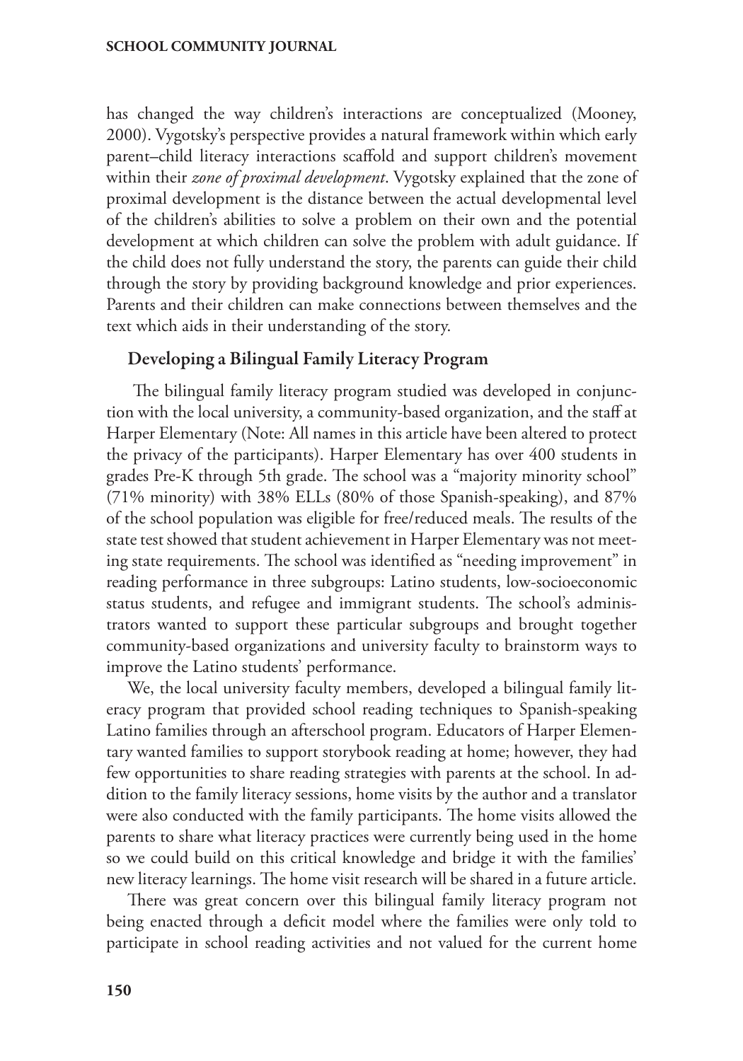has changed the way children's interactions are conceptualized (Mooney, 2000). Vygotsky's perspective provides a natural framework within which early parent–child literacy interactions scaffold and support children's movement within their *zone of proximal development*. Vygotsky explained that the zone of proximal development is the distance between the actual developmental level of the children's abilities to solve a problem on their own and the potential development at which children can solve the problem with adult guidance. If the child does not fully understand the story, the parents can guide their child through the story by providing background knowledge and prior experiences. Parents and their children can make connections between themselves and the text which aids in their understanding of the story.

### Developing a Bilingual Family Literacy Program

The bilingual family literacy program studied was developed in conjunction with the local university, a community-based organization, and the staff at Harper Elementary (Note: All names in this article have been altered to protect the privacy of the participants). Harper Elementary has over 400 students in grades Pre-K through 5th grade. The school was a "majority minority school" (71% minority) with 38% ELLs (80% of those Spanish-speaking), and 87% of the school population was eligible for free/reduced meals. The results of the state test showed that student achievement in Harper Elementary was not meeting state requirements. The school was identified as "needing improvement" in reading performance in three subgroups: Latino students, low-socioeconomic status students, and refugee and immigrant students. The school's administrators wanted to support these particular subgroups and brought together community-based organizations and university faculty to brainstorm ways to improve the Latino students' performance.

We, the local university faculty members, developed a bilingual family literacy program that provided school reading techniques to Spanish-speaking Latino families through an afterschool program. Educators of Harper Elementary wanted families to support storybook reading at home; however, they had few opportunities to share reading strategies with parents at the school. In addition to the family literacy sessions, home visits by the author and a translator were also conducted with the family participants. The home visits allowed the parents to share what literacy practices were currently being used in the home so we could build on this critical knowledge and bridge it with the families' new literacy learnings. The home visit research will be shared in a future article.

There was great concern over this bilingual family literacy program not being enacted through a deficit model where the families were only told to participate in school reading activities and not valued for the current home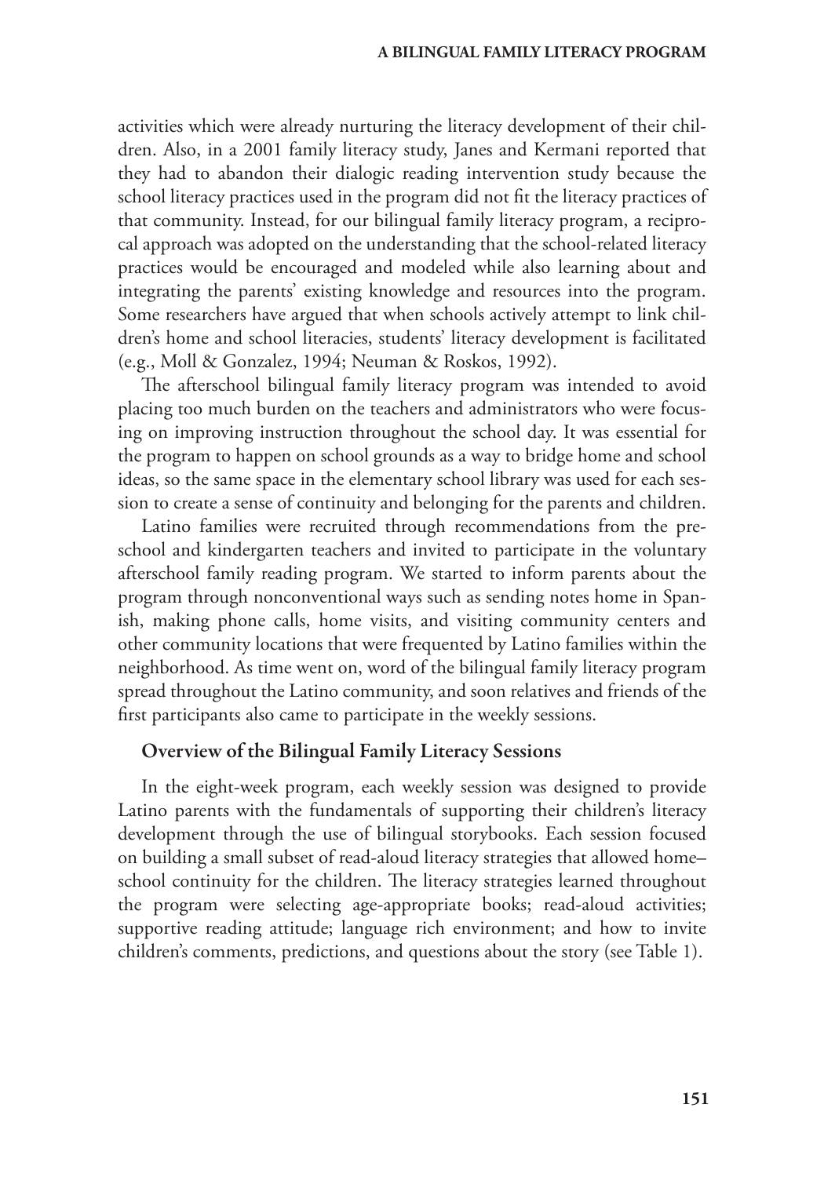activities which were already nurturing the literacy development of their children. Also, in a 2001 family literacy study, Janes and Kermani reported that they had to abandon their dialogic reading intervention study because the school literacy practices used in the program did not fit the literacy practices of that community. Instead, for our bilingual family literacy program, a reciprocal approach was adopted on the understanding that the school-related literacy practices would be encouraged and modeled while also learning about and integrating the parents' existing knowledge and resources into the program. Some researchers have argued that when schools actively attempt to link children's home and school literacies, students' literacy development is facilitated (e.g., Moll & Gonzalez, 1994; Neuman & Roskos, 1992).

The afterschool bilingual family literacy program was intended to avoid placing too much burden on the teachers and administrators who were focusing on improving instruction throughout the school day. It was essential for the program to happen on school grounds as a way to bridge home and school ideas, so the same space in the elementary school library was used for each session to create a sense of continuity and belonging for the parents and children.

Latino families were recruited through recommendations from the preschool and kindergarten teachers and invited to participate in the voluntary afterschool family reading program. We started to inform parents about the program through nonconventional ways such as sending notes home in Spanish, making phone calls, home visits, and visiting community centers and other community locations that were frequented by Latino families within the neighborhood. As time went on, word of the bilingual family literacy program spread throughout the Latino community, and soon relatives and friends of the first participants also came to participate in the weekly sessions.

### Overview of the Bilingual Family Literacy Sessions

In the eight-week program, each weekly session was designed to provide Latino parents with the fundamentals of supporting their children's literacy development through the use of bilingual storybooks. Each session focused on building a small subset of read-aloud literacy strategies that allowed home–school continuity for the children. The literacy strategies learned throughout the program were selecting age-appropriate books; read-aloud activities; supportive reading attitude; language rich environment; and how to invite children's comments, predictions, and questions about the story (see Table 1).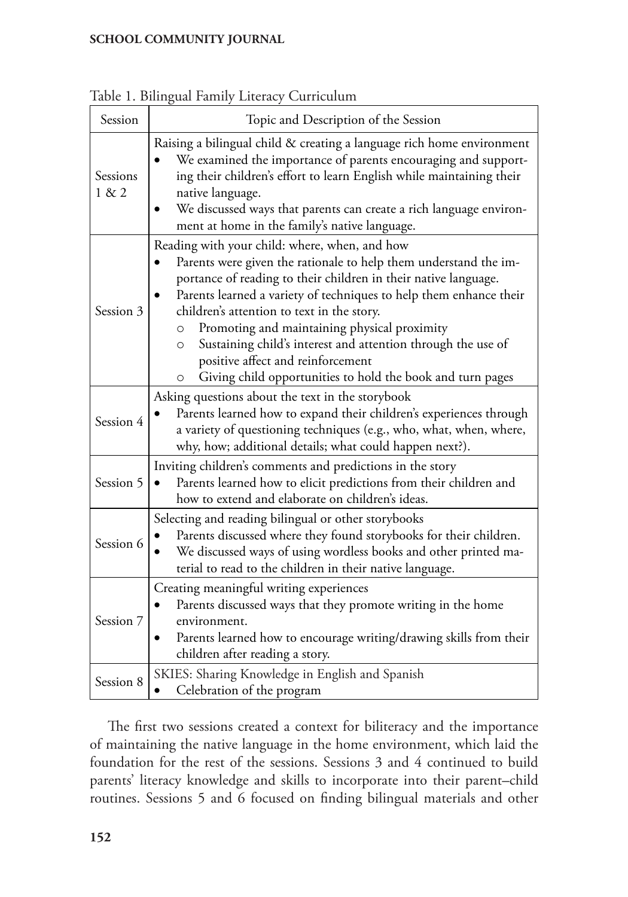Table 1. Bilingual Family Literacy Curriculum

| Session | Topic and Description of the Session |
|---|---|
| Sessions 1 & 2 | Raising a bilingual child & creating a language rich home environment<br>• We examined the importance of parents encouraging and supporting their children's effort to learn English while maintaining their native language.<br>• We discussed ways that parents can create a rich language environment at home in the family's native language. |
| Session 3 | Reading with your child: where, when, and how<br>• Parents were given the rationale to help them understand the importance of reading to their children in their native language.<br>• Parents learned a variety of techniques to help them enhance their children's attention to text in the story.<br>○ Promoting and maintaining physical proximity<br>○ Sustaining child's interest and attention through the use of positive affect and reinforcement<br>○ Giving child opportunities to hold the book and turn pages |
| Session 4 | Asking questions about the text in the storybook<br>• Parents learned how to expand their children's experiences through a variety of questioning techniques (e.g., who, what, when, where, why, how; additional details; what could happen next?). |
| Session 5 | Inviting children's comments and predictions in the story<br>• Parents learned how to elicit predictions from their children and how to extend and elaborate on children's ideas. |
| Session 6 | Selecting and reading bilingual or other storybooks<br>• Parents discussed where they found storybooks for their children.<br>• We discussed ways of using wordless books and other printed material to read to the children in their native language. |
| Session 7 | Creating meaningful writing experiences<br>• Parents discussed ways that they promote writing in the home environment.<br>• Parents learned how to encourage writing/drawing skills from their children after reading a story. |
| Session 8 | SKIES: Sharing Knowledge in English and Spanish<br>• Celebration of the program |

The first two sessions created a context for biliteracy and the importance of maintaining the native language in the home environment, which laid the foundation for the rest of the sessions. Sessions 3 and 4 continued to build parents' literacy knowledge and skills to incorporate into their parent–child routines. Sessions 5 and 6 focused on finding bilingual materials and other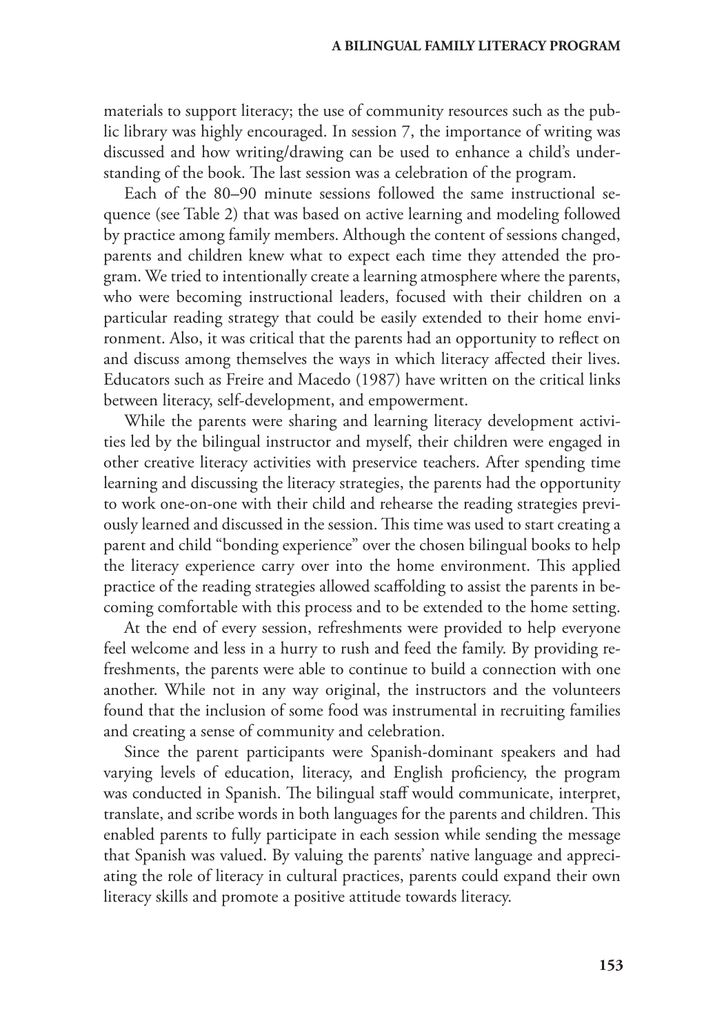materials to support literacy; the use of community resources such as the public library was highly encouraged. In session 7, the importance of writing was discussed and how writing/drawing can be used to enhance a child's understanding of the book. The last session was a celebration of the program.

Each of the 80–90 minute sessions followed the same instructional sequence (see Table 2) that was based on active learning and modeling followed by practice among family members. Although the content of sessions changed, parents and children knew what to expect each time they attended the program. We tried to intentionally create a learning atmosphere where the parents, who were becoming instructional leaders, focused with their children on a particular reading strategy that could be easily extended to their home environment. Also, it was critical that the parents had an opportunity to reflect on and discuss among themselves the ways in which literacy affected their lives. Educators such as Freire and Macedo (1987) have written on the critical links between literacy, self-development, and empowerment.

While the parents were sharing and learning literacy development activities led by the bilingual instructor and myself, their children were engaged in other creative literacy activities with preservice teachers. After spending time learning and discussing the literacy strategies, the parents had the opportunity to work one-on-one with their child and rehearse the reading strategies previously learned and discussed in the session. This time was used to start creating a parent and child "bonding experience" over the chosen bilingual books to help the literacy experience carry over into the home environment. This applied practice of the reading strategies allowed scaffolding to assist the parents in becoming comfortable with this process and to be extended to the home setting.

At the end of every session, refreshments were provided to help everyone feel welcome and less in a hurry to rush and feed the family. By providing refreshments, the parents were able to continue to build a connection with one another. While not in any way original, the instructors and the volunteers found that the inclusion of some food was instrumental in recruiting families and creating a sense of community and celebration.

Since the parent participants were Spanish-dominant speakers and had varying levels of education, literacy, and English proficiency, the program was conducted in Spanish. The bilingual staff would communicate, interpret, translate, and scribe words in both languages for the parents and children. This enabled parents to fully participate in each session while sending the message that Spanish was valued. By valuing the parents' native language and appreciating the role of literacy in cultural practices, parents could expand their own literacy skills and promote a positive attitude towards literacy.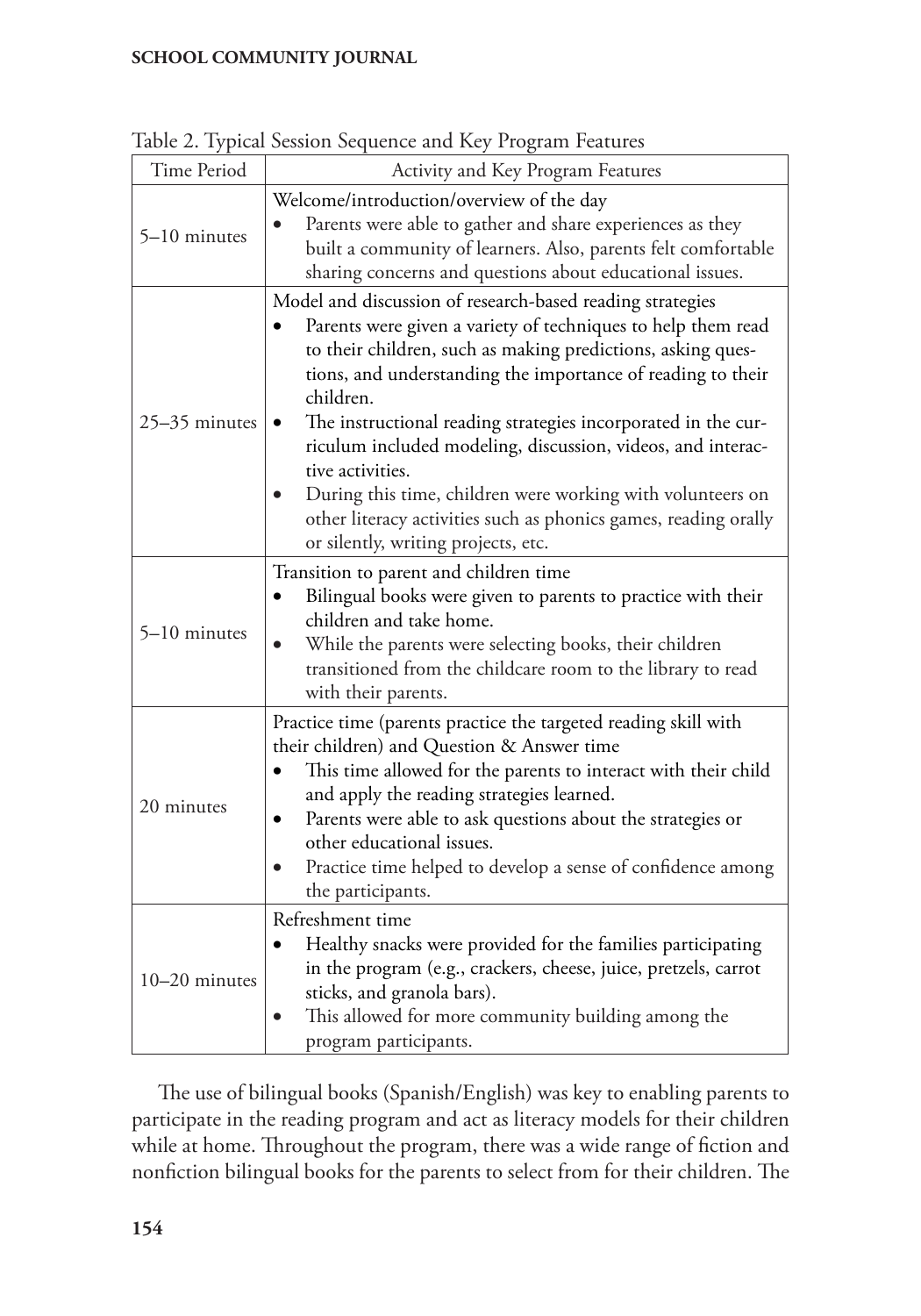Table 2. Typical Session Sequence and Key Program Features

| Time Period | Activity and Key Program Features |
|---|---|
| 5–10 minutes | Welcome/introduction/overview of the day<br>• Parents were able to gather and share experiences as they built a community of learners. Also, parents felt comfortable sharing concerns and questions about educational issues. |
| 25–35 minutes | Model and discussion of research-based reading strategies<br>• Parents were given a variety of techniques to help them read to their children, such as making predictions, asking questions, and understanding the importance of reading to their children.<br>• The instructional reading strategies incorporated in the curriculum included modeling, discussion, videos, and interactive activities.<br>• During this time, children were working with volunteers on other literacy activities such as phonics games, reading orally or silently, writing projects, etc. |
| 5–10 minutes | Transition to parent and children time<br>• Bilingual books were given to parents to practice with their children and take home.<br>• While the parents were selecting books, their children transitioned from the childcare room to the library to read with their parents. |
| 20 minutes | Practice time (parents practice the targeted reading skill with their children) and Question & Answer time<br>• This time allowed for the parents to interact with their child and apply the reading strategies learned.<br>• Parents were able to ask questions about the strategies or other educational issues.<br>• Practice time helped to develop a sense of confidence among the participants. |
| 10–20 minutes | Refreshment time<br>• Healthy snacks were provided for the families participating in the program (e.g., crackers, cheese, juice, pretzels, carrot sticks, and granola bars).<br>• This allowed for more community building among the program participants. |

The use of bilingual books (Spanish/English) was key to enabling parents to participate in the reading program and act as literacy models for their children while at home. Throughout the program, there was a wide range of fiction and nonfiction bilingual books for the parents to select from for their children. The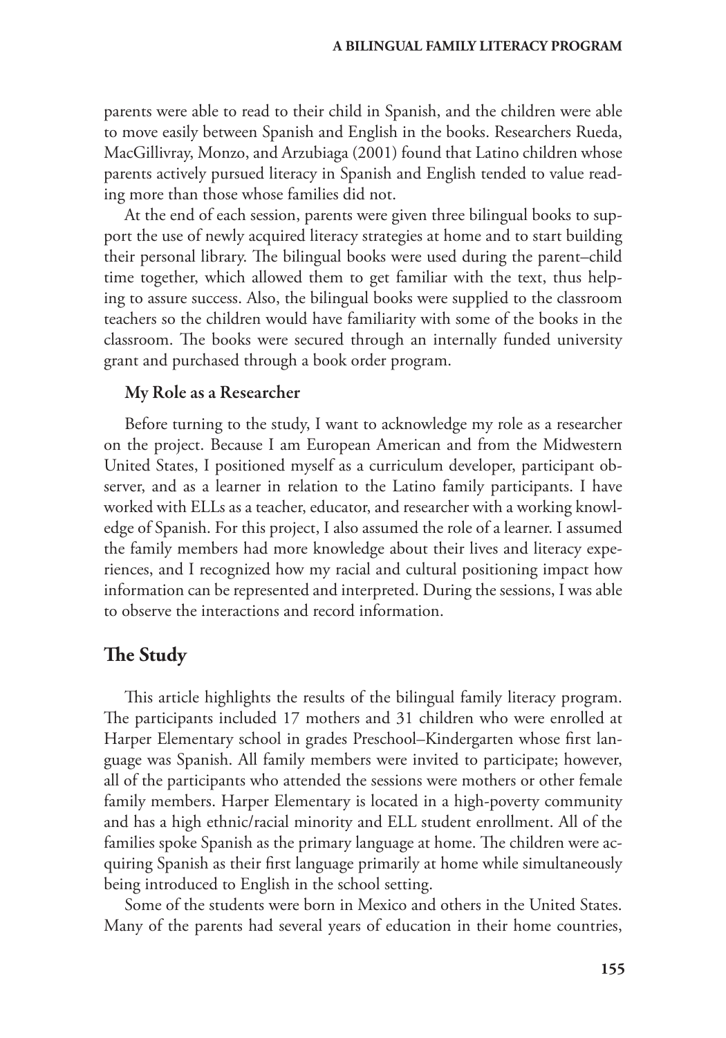parents were able to read to their child in Spanish, and the children were able to move easily between Spanish and English in the books. Researchers Rueda, MacGillivray, Monzo, and Arzubiaga (2001) found that Latino children whose parents actively pursued literacy in Spanish and English tended to value reading more than those whose families did not.

At the end of each session, parents were given three bilingual books to support the use of newly acquired literacy strategies at home and to start building their personal library. The bilingual books were used during the parent–child time together, which allowed them to get familiar with the text, thus helping to assure success. Also, the bilingual books were supplied to the classroom teachers so the children would have familiarity with some of the books in the classroom. The books were secured through an internally funded university grant and purchased through a book order program.

### My Role as a Researcher

Before turning to the study, I want to acknowledge my role as a researcher on the project. Because I am European American and from the Midwestern United States, I positioned myself as a curriculum developer, participant observer, and as a learner in relation to the Latino family participants. I have worked with ELLs as a teacher, educator, and researcher with a working knowledge of Spanish. For this project, I also assumed the role of a learner. I assumed the family members had more knowledge about their lives and literacy experiences, and I recognized how my racial and cultural positioning impact how information can be represented and interpreted. During the sessions, I was able to observe the interactions and record information.

## The Study

This article highlights the results of the bilingual family literacy program. The participants included 17 mothers and 31 children who were enrolled at Harper Elementary school in grades Preschool–Kindergarten whose first language was Spanish. All family members were invited to participate; however, all of the participants who attended the sessions were mothers or other female family members. Harper Elementary is located in a high-poverty community and has a high ethnic/racial minority and ELL student enrollment. All of the families spoke Spanish as the primary language at home. The children were acquiring Spanish as their first language primarily at home while simultaneously being introduced to English in the school setting.

Some of the students were born in Mexico and others in the United States. Many of the parents had several years of education in their home countries,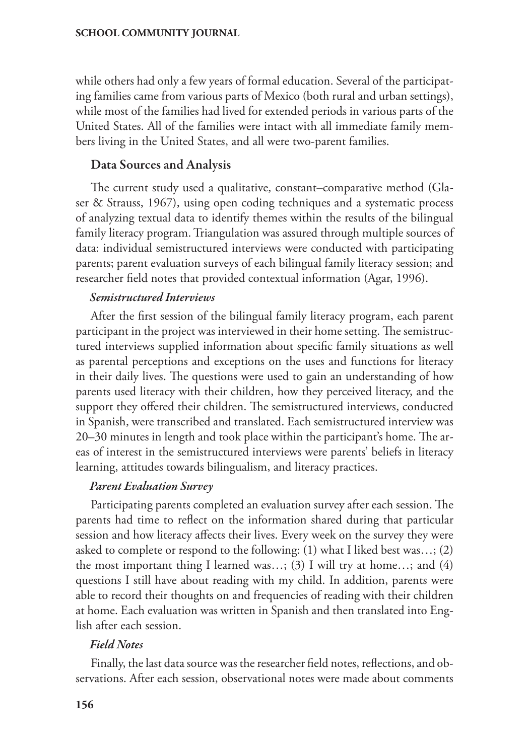while others had only a few years of formal education. Several of the participating families came from various parts of Mexico (both rural and urban settings), while most of the families had lived for extended periods in various parts of the United States. All of the families were intact with all immediate family members living in the United States, and all were two-parent families.

## Data Sources and Analysis

The current study used a qualitative, constant–comparative method (Glaser & Strauss, 1967), using open coding techniques and a systematic process of analyzing textual data to identify themes within the results of the bilingual family literacy program. Triangulation was assured through multiple sources of data: individual semistructured interviews were conducted with participating parents; parent evaluation surveys of each bilingual family literacy session; and researcher field notes that provided contextual information (Agar, 1996).

### *Semistructured Interviews*

After the first session of the bilingual family literacy program, each parent participant in the project was interviewed in their home setting. The semistructured interviews supplied information about specific family situations as well as parental perceptions and exceptions on the uses and functions for literacy in their daily lives. The questions were used to gain an understanding of how parents used literacy with their children, how they perceived literacy, and the support they offered their children. The semistructured interviews, conducted in Spanish, were transcribed and translated. Each semistructured interview was 20–30 minutes in length and took place within the participant's home. The areas of interest in the semistructured interviews were parents' beliefs in literacy learning, attitudes towards bilingualism, and literacy practices.

### *Parent Evaluation Survey*

Participating parents completed an evaluation survey after each session. The parents had time to reflect on the information shared during that particular session and how literacy affects their lives. Every week on the survey they were asked to complete or respond to the following: (1) what I liked best was…; (2) the most important thing I learned was…; (3) I will try at home…; and (4) questions I still have about reading with my child. In addition, parents were able to record their thoughts on and frequencies of reading with their children at home. Each evaluation was written in Spanish and then translated into English after each session.

### *Field Notes*

Finally, the last data source was the researcher field notes, reflections, and observations. After each session, observational notes were made about comments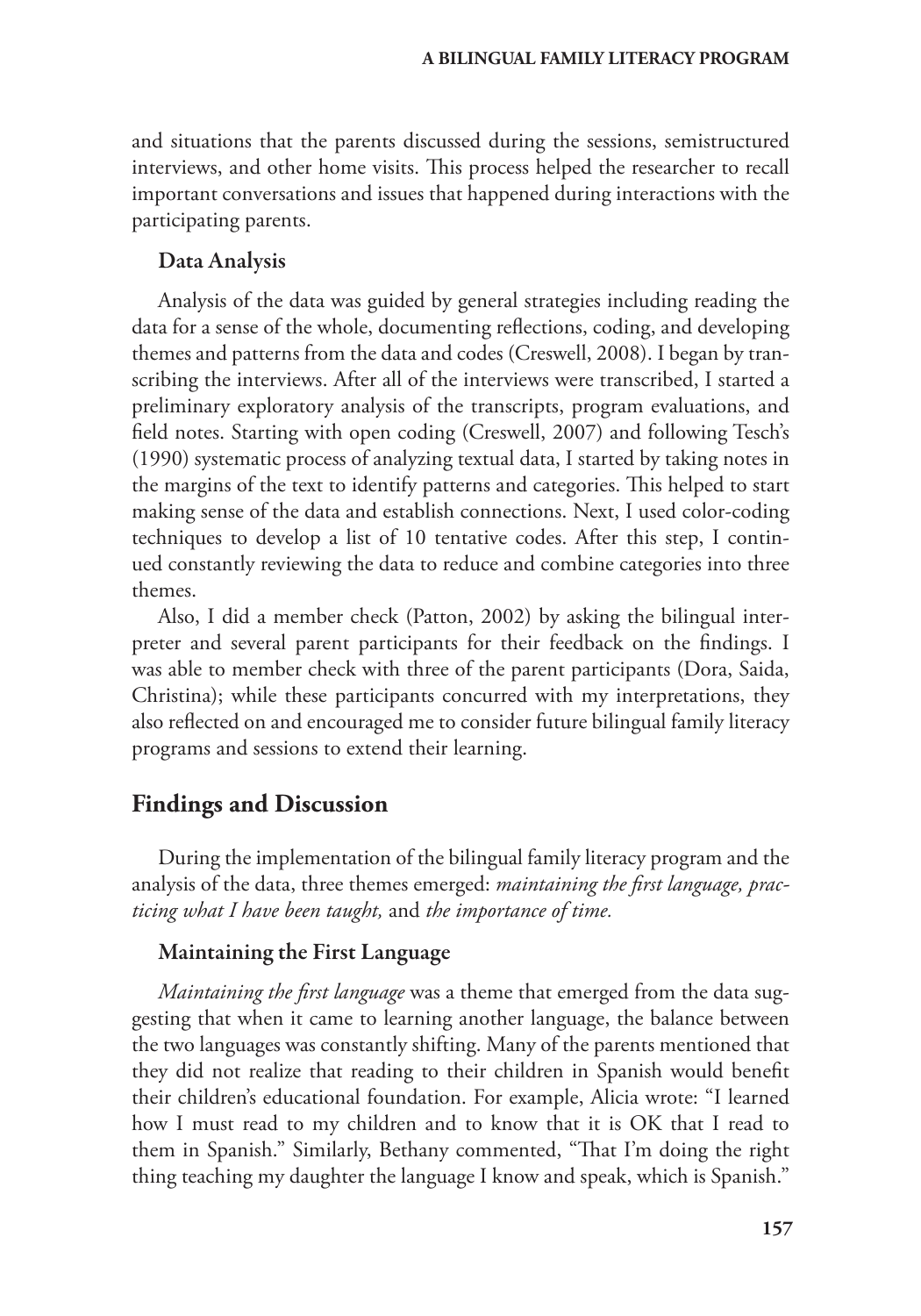and situations that the parents discussed during the sessions, semistructured interviews, and other home visits. This process helped the researcher to recall important conversations and issues that happened during interactions with the participating parents.

### Data Analysis

Analysis of the data was guided by general strategies including reading the data for a sense of the whole, documenting reflections, coding, and developing themes and patterns from the data and codes (Creswell, 2008). I began by transcribing the interviews. After all of the interviews were transcribed, I started a preliminary exploratory analysis of the transcripts, program evaluations, and field notes. Starting with open coding (Creswell, 2007) and following Tesch's (1990) systematic process of analyzing textual data, I started by taking notes in the margins of the text to identify patterns and categories. This helped to start making sense of the data and establish connections. Next, I used color-coding techniques to develop a list of 10 tentative codes. After this step, I continued constantly reviewing the data to reduce and combine categories into three themes.

Also, I did a member check (Patton, 2002) by asking the bilingual interpreter and several parent participants for their feedback on the findings. I was able to member check with three of the parent participants (Dora, Saida, Christina); while these participants concurred with my interpretations, they also reflected on and encouraged me to consider future bilingual family literacy programs and sessions to extend their learning.

## Findings and Discussion

During the implementation of the bilingual family literacy program and the analysis of the data, three themes emerged: *maintaining the first language, practicing what I have been taught,* and *the importance of time.*

### Maintaining the First Language

*Maintaining the first language* was a theme that emerged from the data suggesting that when it came to learning another language, the balance between the two languages was constantly shifting. Many of the parents mentioned that they did not realize that reading to their children in Spanish would benefit their children's educational foundation. For example, Alicia wrote: "I learned how I must read to my children and to know that it is OK that I read to them in Spanish." Similarly, Bethany commented, "That I'm doing the right thing teaching my daughter the language I know and speak, which is Spanish."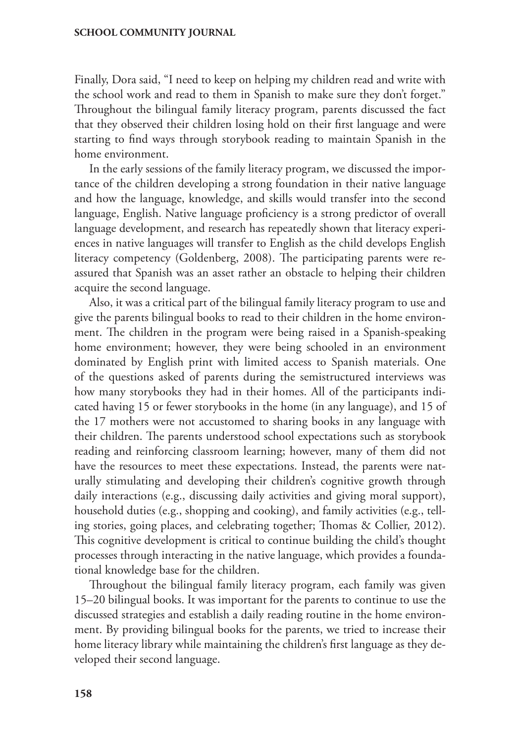Finally, Dora said, "I need to keep on helping my children read and write with the school work and read to them in Spanish to make sure they don't forget." Throughout the bilingual family literacy program, parents discussed the fact that they observed their children losing hold on their first language and were starting to find ways through storybook reading to maintain Spanish in the home environment.

In the early sessions of the family literacy program, we discussed the importance of the children developing a strong foundation in their native language and how the language, knowledge, and skills would transfer into the second language, English. Native language proficiency is a strong predictor of overall language development, and research has repeatedly shown that literacy experiences in native languages will transfer to English as the child develops English literacy competency (Goldenberg, 2008). The participating parents were reassured that Spanish was an asset rather an obstacle to helping their children acquire the second language.

Also, it was a critical part of the bilingual family literacy program to use and give the parents bilingual books to read to their children in the home environment. The children in the program were being raised in a Spanish-speaking home environment; however, they were being schooled in an environment dominated by English print with limited access to Spanish materials. One of the questions asked of parents during the semistructured interviews was how many storybooks they had in their homes. All of the participants indicated having 15 or fewer storybooks in the home (in any language), and 15 of the 17 mothers were not accustomed to sharing books in any language with their children. The parents understood school expectations such as storybook reading and reinforcing classroom learning; however, many of them did not have the resources to meet these expectations. Instead, the parents were naturally stimulating and developing their children's cognitive growth through daily interactions (e.g., discussing daily activities and giving moral support), household duties (e.g., shopping and cooking), and family activities (e.g., telling stories, going places, and celebrating together; Thomas & Collier, 2012). This cognitive development is critical to continue building the child's thought processes through interacting in the native language, which provides a foundational knowledge base for the children.

Throughout the bilingual family literacy program, each family was given 15–20 bilingual books. It was important for the parents to continue to use the discussed strategies and establish a daily reading routine in the home environment. By providing bilingual books for the parents, we tried to increase their home literacy library while maintaining the children's first language as they developed their second language.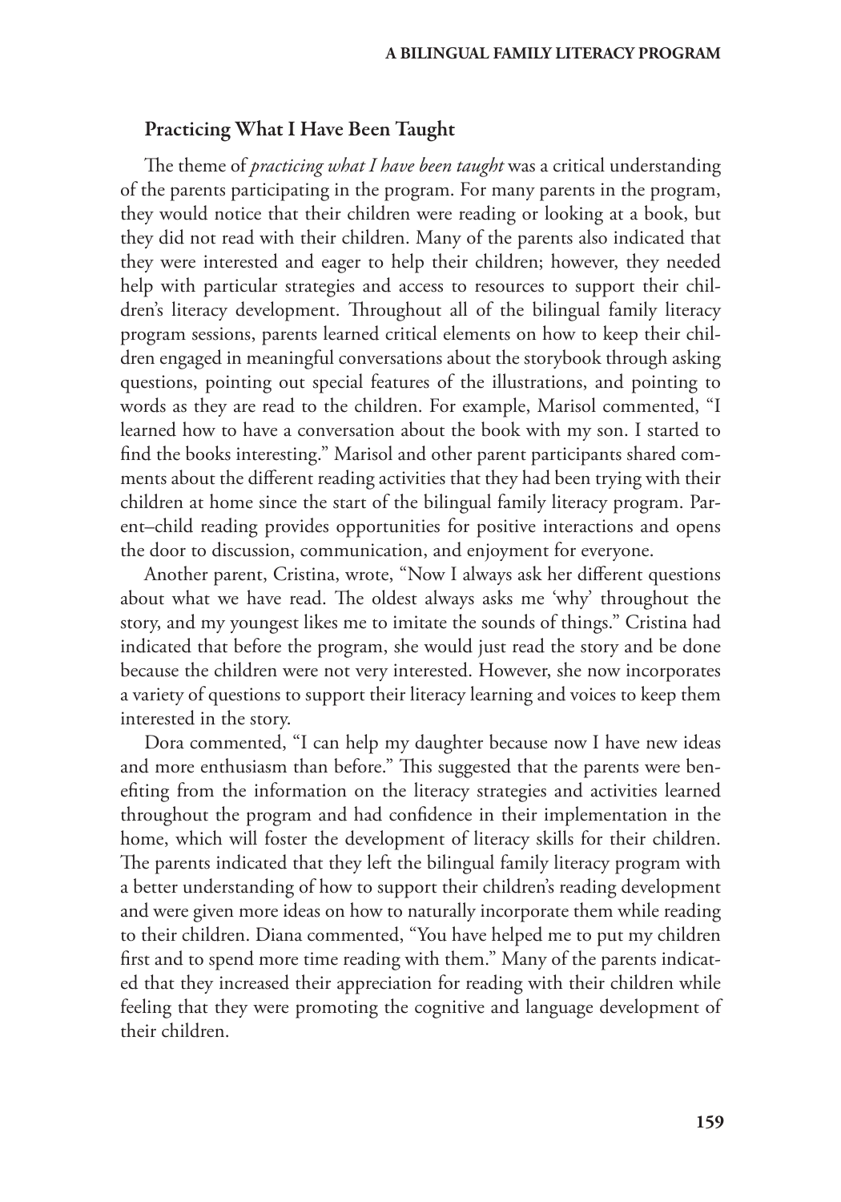### Practicing What I Have Been Taught

The theme of *practicing what I have been taught* was a critical understanding of the parents participating in the program. For many parents in the program, they would notice that their children were reading or looking at a book, but they did not read with their children. Many of the parents also indicated that they were interested and eager to help their children; however, they needed help with particular strategies and access to resources to support their children's literacy development. Throughout all of the bilingual family literacy program sessions, parents learned critical elements on how to keep their children engaged in meaningful conversations about the storybook through asking questions, pointing out special features of the illustrations, and pointing to words as they are read to the children. For example, Marisol commented, "I learned how to have a conversation about the book with my son. I started to find the books interesting." Marisol and other parent participants shared comments about the different reading activities that they had been trying with their children at home since the start of the bilingual family literacy program. Parent–child reading provides opportunities for positive interactions and opens the door to discussion, communication, and enjoyment for everyone.

Another parent, Cristina, wrote, "Now I always ask her different questions about what we have read. The oldest always asks me 'why' throughout the story, and my youngest likes me to imitate the sounds of things." Cristina had indicated that before the program, she would just read the story and be done because the children were not very interested. However, she now incorporates a variety of questions to support their literacy learning and voices to keep them interested in the story.

Dora commented, "I can help my daughter because now I have new ideas and more enthusiasm than before." This suggested that the parents were benefiting from the information on the literacy strategies and activities learned throughout the program and had confidence in their implementation in the home, which will foster the development of literacy skills for their children. The parents indicated that they left the bilingual family literacy program with a better understanding of how to support their children's reading development and were given more ideas on how to naturally incorporate them while reading to their children. Diana commented, "You have helped me to put my children first and to spend more time reading with them." Many of the parents indicated that they increased their appreciation for reading with their children while feeling that they were promoting the cognitive and language development of their children.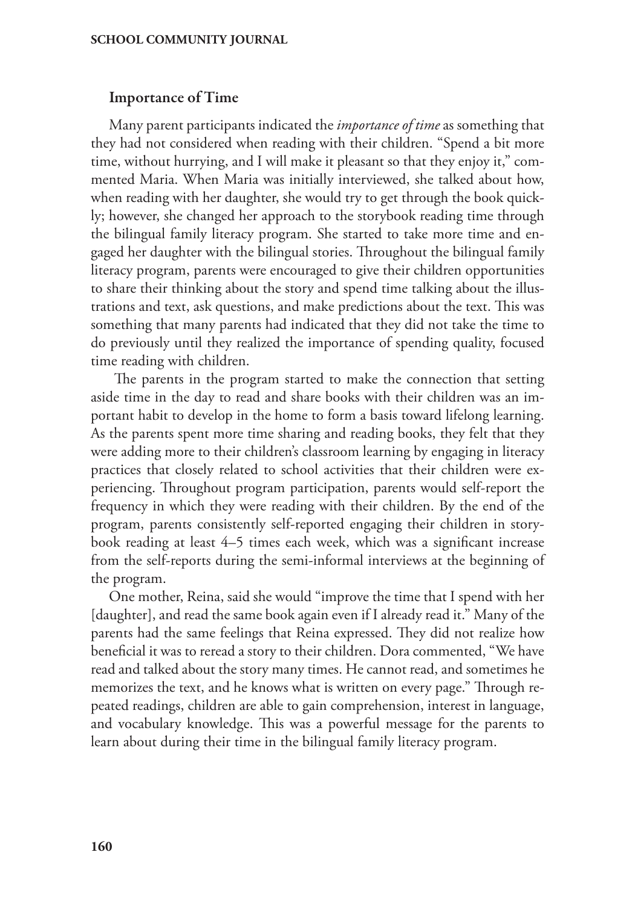## Importance of Time

Many parent participants indicated the *importance of time* as something that they had not considered when reading with their children. "Spend a bit more time, without hurrying, and I will make it pleasant so that they enjoy it," commented Maria. When Maria was initially interviewed, she talked about how, when reading with her daughter, she would try to get through the book quickly; however, she changed her approach to the storybook reading time through the bilingual family literacy program. She started to take more time and engaged her daughter with the bilingual stories. Throughout the bilingual family literacy program, parents were encouraged to give their children opportunities to share their thinking about the story and spend time talking about the illustrations and text, ask questions, and make predictions about the text. This was something that many parents had indicated that they did not take the time to do previously until they realized the importance of spending quality, focused time reading with children.

The parents in the program started to make the connection that setting aside time in the day to read and share books with their children was an important habit to develop in the home to form a basis toward lifelong learning. As the parents spent more time sharing and reading books, they felt that they were adding more to their children's classroom learning by engaging in literacy practices that closely related to school activities that their children were experiencing. Throughout program participation, parents would self-report the frequency in which they were reading with their children. By the end of the program, parents consistently self-reported engaging their children in storybook reading at least 4–5 times each week, which was a significant increase from the self-reports during the semi-informal interviews at the beginning of the program.

One mother, Reina, said she would "improve the time that I spend with her [daughter], and read the same book again even if I already read it." Many of the parents had the same feelings that Reina expressed. They did not realize how beneficial it was to reread a story to their children. Dora commented, "We have read and talked about the story many times. He cannot read, and sometimes he memorizes the text, and he knows what is written on every page." Through repeated readings, children are able to gain comprehension, interest in language, and vocabulary knowledge. This was a powerful message for the parents to learn about during their time in the bilingual family literacy program.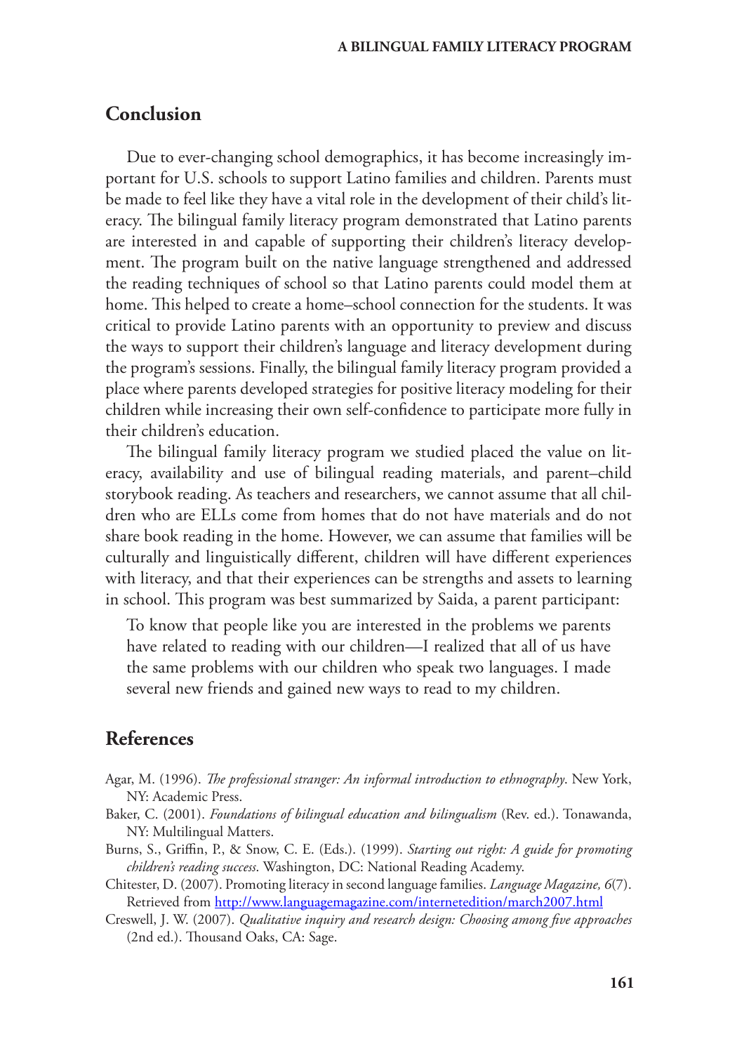## Conclusion

Due to ever-changing school demographics, it has become increasingly important for U.S. schools to support Latino families and children. Parents must be made to feel like they have a vital role in the development of their child's literacy. The bilingual family literacy program demonstrated that Latino parents are interested in and capable of supporting their children's literacy development. The program built on the native language strengthened and addressed the reading techniques of school so that Latino parents could model them at home. This helped to create a home–school connection for the students. It was critical to provide Latino parents with an opportunity to preview and discuss the ways to support their children's language and literacy development during the program's sessions. Finally, the bilingual family literacy program provided a place where parents developed strategies for positive literacy modeling for their children while increasing their own self-confidence to participate more fully in their children's education.

The bilingual family literacy program we studied placed the value on literacy, availability and use of bilingual reading materials, and parent–child storybook reading. As teachers and researchers, we cannot assume that all children who are ELLs come from homes that do not have materials and do not share book reading in the home. However, we can assume that families will be culturally and linguistically different, children will have different experiences with literacy, and that their experiences can be strengths and assets to learning in school. This program was best summarized by Saida, a parent participant:

> To know that people like you are interested in the problems we parents have related to reading with our children—I realized that all of us have the same problems with our children who speak two languages. I made several new friends and gained new ways to read to my children.

## References

Agar, M. (1996). *The professional stranger: An informal introduction to ethnography*. New York, NY: Academic Press.

Baker, C. (2001). *Foundations of bilingual education and bilingualism* (Rev. ed.). Tonawanda, NY: Multilingual Matters.

Burns, S., Griffin, P., & Snow, C. E. (Eds.). (1999). *Starting out right: A guide for promoting children's reading success*. Washington, DC: National Reading Academy.

Chitester, D. (2007). Promoting literacy in second language families. *Language Magazine, 6*(7). Retrieved from http://www.languagemagazine.com/internetedition/march2007.html

Creswell, J. W. (2007). *Qualitative inquiry and research design: Choosing among five approaches* (2nd ed.). Thousand Oaks, CA: Sage.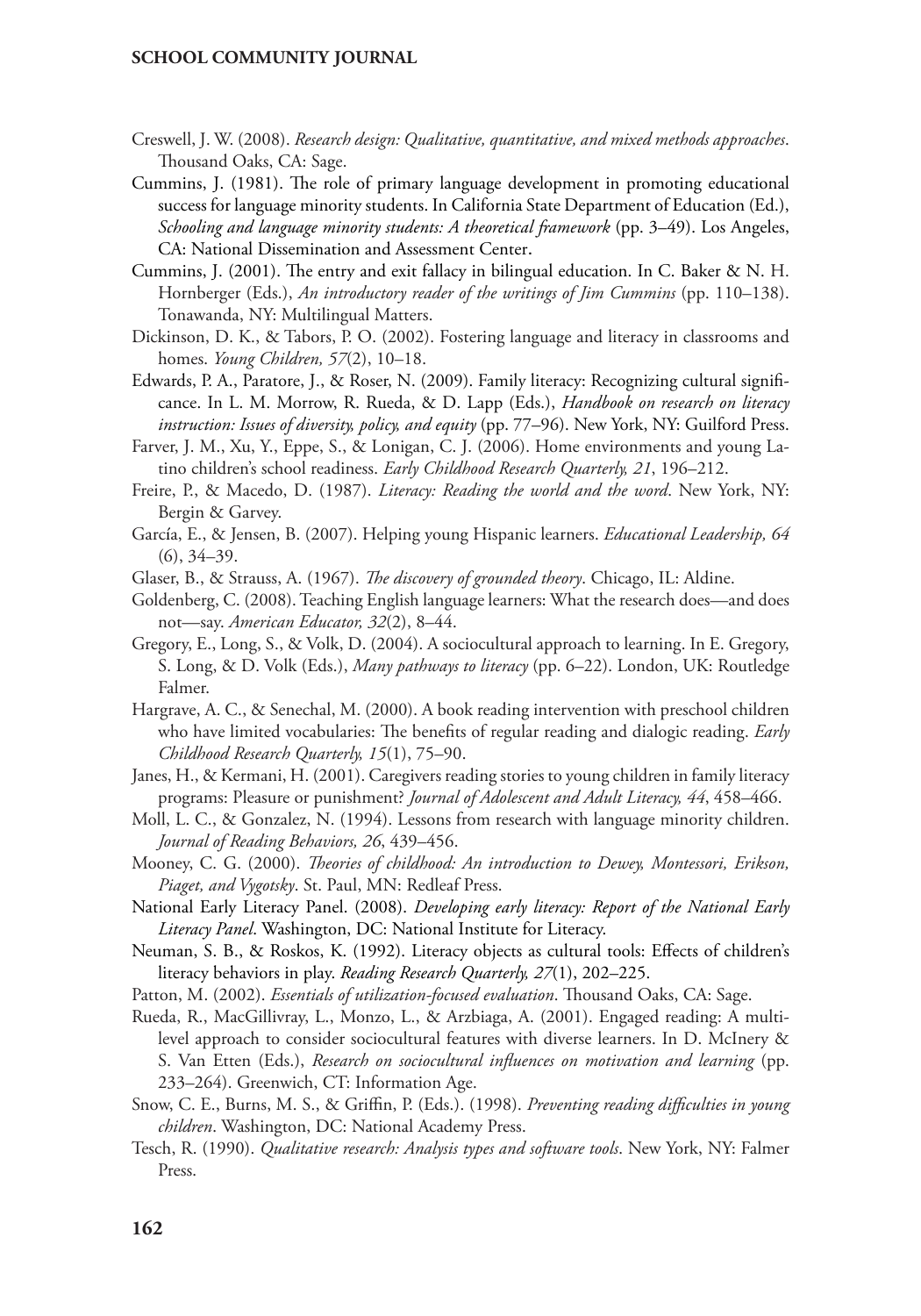Creswell, J. W. (2008). *Research design: Qualitative, quantitative, and mixed methods approaches*. Thousand Oaks, CA: Sage.

Cummins, J. (1981). The role of primary language development in promoting educational success for language minority students. In California State Department of Education (Ed.), *Schooling and language minority students: A theoretical framework* (pp. 3–49). Los Angeles, CA: National Dissemination and Assessment Center.

Cummins, J. (2001). The entry and exit fallacy in bilingual education. In C. Baker & N. H. Hornberger (Eds.), *An introductory reader of the writings of Jim Cummins* (pp. 110–138). Tonawanda, NY: Multilingual Matters.

Dickinson, D. K., & Tabors, P. O. (2002). Fostering language and literacy in classrooms and homes. *Young Children, 57*(2), 10–18.

Edwards, P. A., Paratore, J., & Roser, N. (2009). Family literacy: Recognizing cultural significance. In L. M. Morrow, R. Rueda, & D. Lapp (Eds.), *Handbook on research on literacy instruction: Issues of diversity, policy, and equity* (pp. 77–96). New York, NY: Guilford Press.

Farver, J. M., Xu, Y., Eppe, S., & Lonigan, C. J. (2006). Home environments and young Latino children's school readiness. *Early Childhood Research Quarterly, 21*, 196–212.

Freire, P., & Macedo, D. (1987). *Literacy: Reading the world and the word*. New York, NY: Bergin & Garvey.

García, E., & Jensen, B. (2007). Helping young Hispanic learners. *Educational Leadership, 64* (6), 34–39.

Glaser, B., & Strauss, A. (1967). *The discovery of grounded theory*. Chicago, IL: Aldine.

Goldenberg, C. (2008). Teaching English language learners: What the research does—and does not—say. *American Educator, 32*(2), 8–44.

Gregory, E., Long, S., & Volk, D. (2004). A sociocultural approach to learning. In E. Gregory, S. Long, & D. Volk (Eds.), *Many pathways to literacy* (pp. 6–22). London, UK: Routledge Falmer.

Hargrave, A. C., & Senechal, M. (2000). A book reading intervention with preschool children who have limited vocabularies: The benefits of regular reading and dialogic reading. *Early Childhood Research Quarterly, 15*(1), 75–90.

Janes, H., & Kermani, H. (2001). Caregivers reading stories to young children in family literacy programs: Pleasure or punishment? *Journal of Adolescent and Adult Literacy, 44*, 458–466.

Moll, L. C., & Gonzalez, N. (1994). Lessons from research with language minority children. *Journal of Reading Behaviors, 26*, 439–456.

Mooney, C. G. (2000). *Theories of childhood: An introduction to Dewey, Montessori, Erikson, Piaget, and Vygotsky*. St. Paul, MN: Redleaf Press.

National Early Literacy Panel. (2008). *Developing early literacy: Report of the National Early Literacy Panel*. Washington, DC: National Institute for Literacy.

Neuman, S. B., & Roskos, K. (1992). Literacy objects as cultural tools: Effects of children's literacy behaviors in play. *Reading Research Quarterly, 27*(1), 202–225.

Patton, M. (2002). *Essentials of utilization-focused evaluation*. Thousand Oaks, CA: Sage.

Rueda, R., MacGillivray, L., Monzo, L., & Arzbiaga, A. (2001). Engaged reading: A multilevel approach to consider sociocultural features with diverse learners. In D. McInery & S. Van Etten (Eds.), *Research on sociocultural influences on motivation and learning* (pp. 233–264). Greenwich, CT: Information Age.

Snow, C. E., Burns, M. S., & Griffin, P. (Eds.). (1998). *Preventing reading difficulties in young children*. Washington, DC: National Academy Press.

Tesch, R. (1990). *Qualitative research: Analysis types and software tools*. New York, NY: Falmer Press.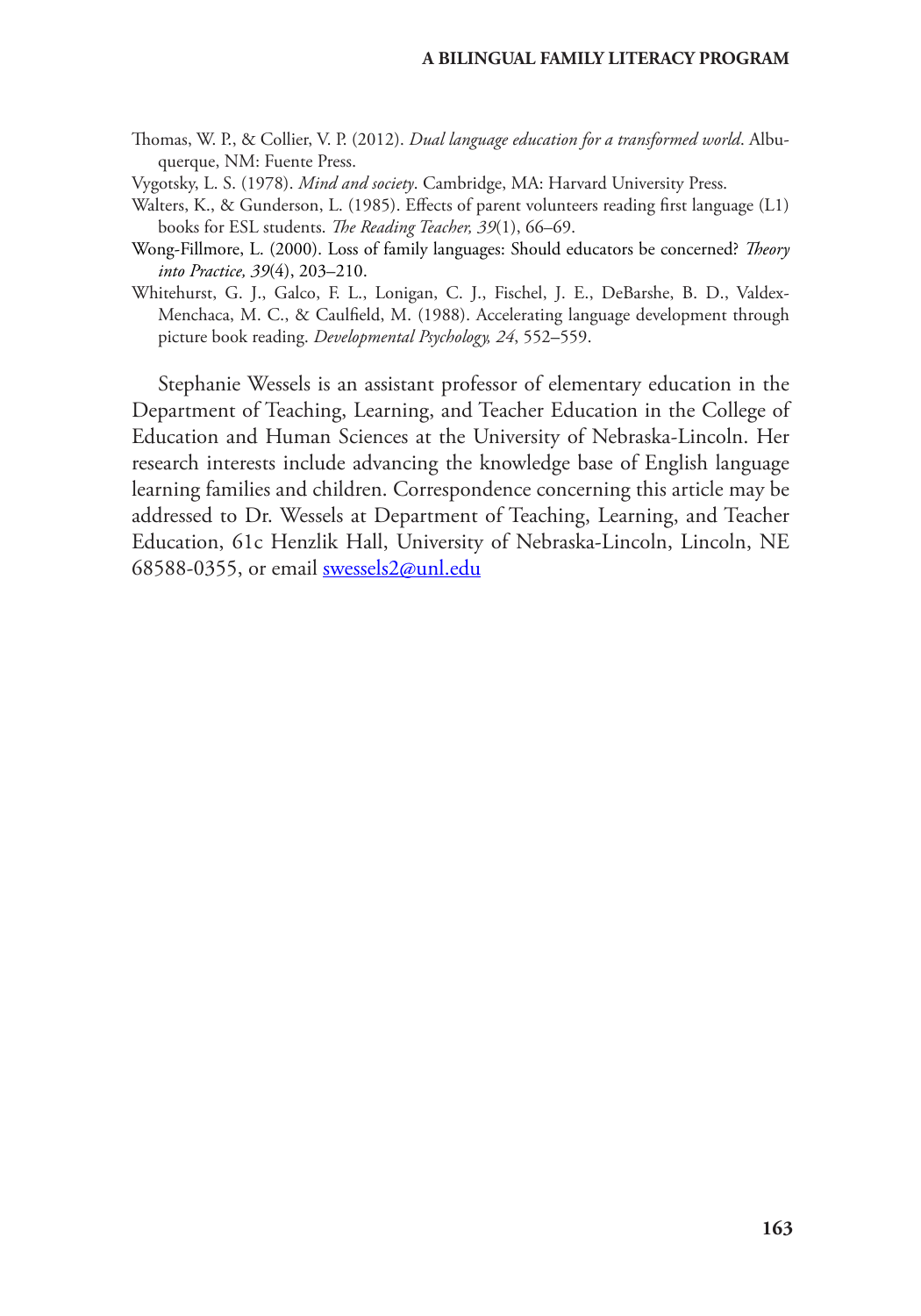Thomas, W. P., & Collier, V. P. (2012). *Dual language education for a transformed world*. Albuquerque, NM: Fuente Press.

Vygotsky, L. S. (1978). *Mind and society*. Cambridge, MA: Harvard University Press.

Walters, K., & Gunderson, L. (1985). Effects of parent volunteers reading first language (L1) books for ESL students. *The Reading Teacher, 39*(1), 66–69.

Wong-Fillmore, L. (2000). Loss of family languages: Should educators be concerned? *Theory into Practice, 39*(4), 203–210.

Whitehurst, G. J., Galco, F. L., Lonigan, C. J., Fischel, J. E., DeBarshe, B. D., Valdex-Menchaca, M. C., & Caulfield, M. (1988). Accelerating language development through picture book reading. *Developmental Psychology, 24*, 552–559.

Stephanie Wessels is an assistant professor of elementary education in the Department of Teaching, Learning, and Teacher Education in the College of Education and Human Sciences at the University of Nebraska-Lincoln. Her research interests include advancing the knowledge base of English language learning families and children. Correspondence concerning this article may be addressed to Dr. Wessels at Department of Teaching, Learning, and Teacher Education, 61c Henzlik Hall, University of Nebraska-Lincoln, Lincoln, NE 68588-0355, or email swessels2@unl.edu